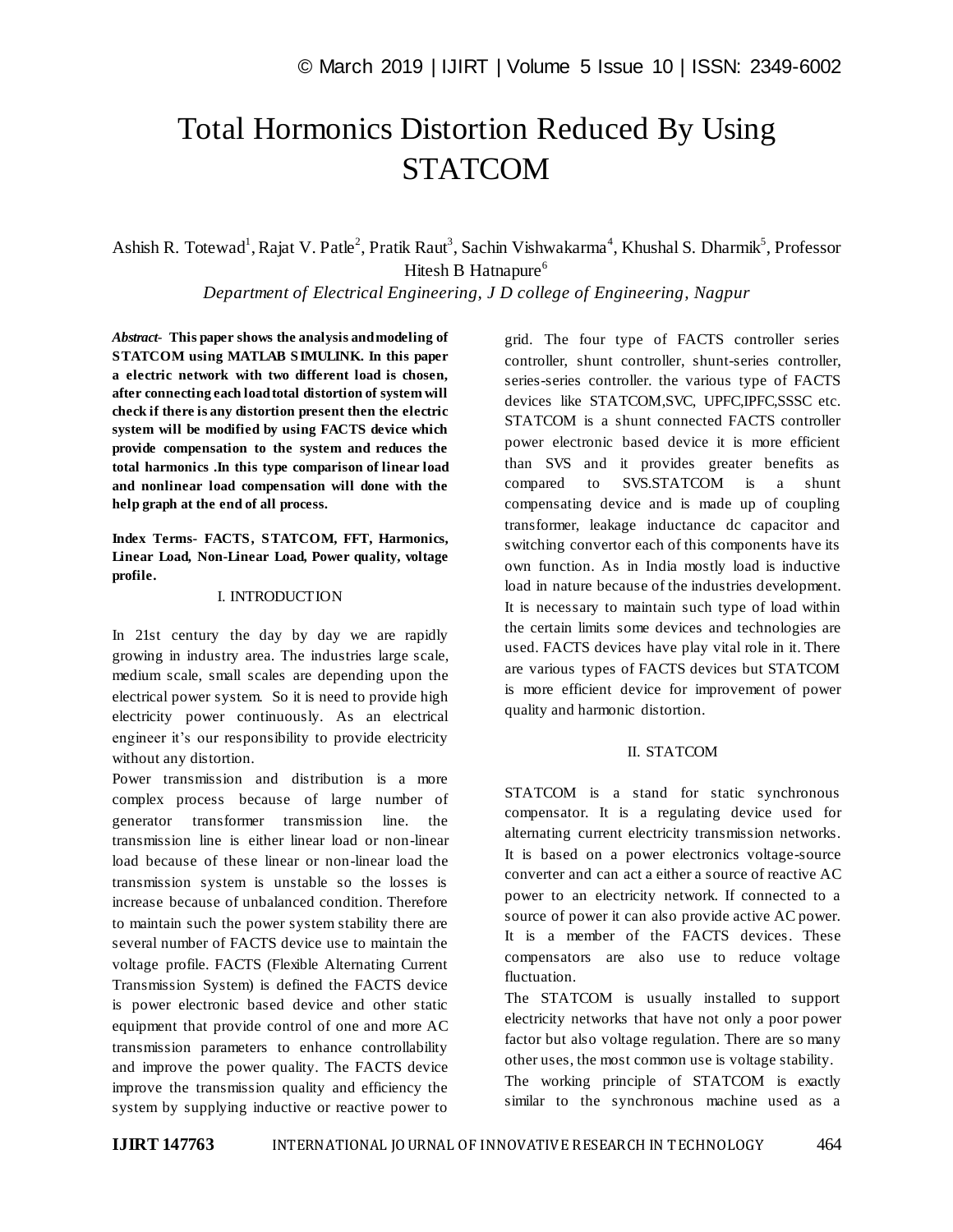# Total Hormonics Distortion Reduced By Using STATCOM

Ashish R. Totewad[1], Rajat V. Patle[2], Pratik Raut[3], Sachin Vishwakarma[4], Khushal S. Dharmik[5], Professor Hitesh B Hatnapure[6]

*Department of Electrical Engineering, J D college of Engineering, Nagpur*

***Abstract-*** **This paper shows the analysis and modeling of STATCOM using MATLAB SIMULINK. In this paper a electric network with two different load is chosen, after connecting each load total distortion of system will check if there is any distortion present then the electric system will be modified by using FACTS device which provide compensation to the system and reduces the total harmonics .In this type comparison of linear load and nonlinear load compensation will done with the help graph at the end of all process.**

**Index Terms- FACTS, STATCOM, FFT, Harmonics, Linear Load, Non-Linear Load, Power quality, voltage profile.**

## I. INTRODUCTION

In 21st century the day by day we are rapidly growing in industry area. The industries large scale, medium scale, small scales are depending upon the electrical power system. So it is need to provide high electricity power continuously. As an electrical engineer it's our responsibility to provide electricity without any distortion.

Power transmission and distribution is a more complex process because of large number of generator transformer transmission line. the transmission line is either linear load or non-linear load because of these linear or non-linear load the transmission system is unstable so the losses is increase because of unbalanced condition. Therefore to maintain such the power system stability there are several number of FACTS device use to maintain the voltage profile. FACTS (Flexible Alternating Current Transmission System) is defined the FACTS device is power electronic based device and other static equipment that provide control of one and more AC transmission parameters to enhance controllability and improve the power quality. The FACTS device improve the transmission quality and efficiency the system by supplying inductive or reactive power to grid. The four type of FACTS controller series controller, shunt controller, shunt-series controller, series-series controller. the various type of FACTS devices like STATCOM,SVC, UPFC,IPFC,SSSC etc. STATCOM is a shunt connected FACTS controller power electronic based device it is more efficient than SVS and it provides greater benefits as compared to SVS.STATCOM is a shunt compensating device and is made up of coupling transformer, leakage inductance dc capacitor and switching convertor each of this components have its own function. As in India mostly load is inductive load in nature because of the industries development. It is necessary to maintain such type of load within the certain limits some devices and technologies are used. FACTS devices have play vital role in it. There are various types of FACTS devices but STATCOM is more efficient device for improvement of power quality and harmonic distortion.

## II. STATCOM

STATCOM is a stand for static synchronous compensator. It is a regulating device used for alternating current electricity transmission networks. It is based on a power electronics voltage-source converter and can act a either a source of reactive AC power to an electricity network. If connected to a source of power it can also provide active AC power. It is a member of the FACTS devices. These compensators are also use to reduce voltage fluctuation.

The STATCOM is usually installed to support electricity networks that have not only a poor power factor but also voltage regulation. There are so many other uses, the most common use is voltage stability.

The working principle of STATCOM is exactly similar to the synchronous machine used as a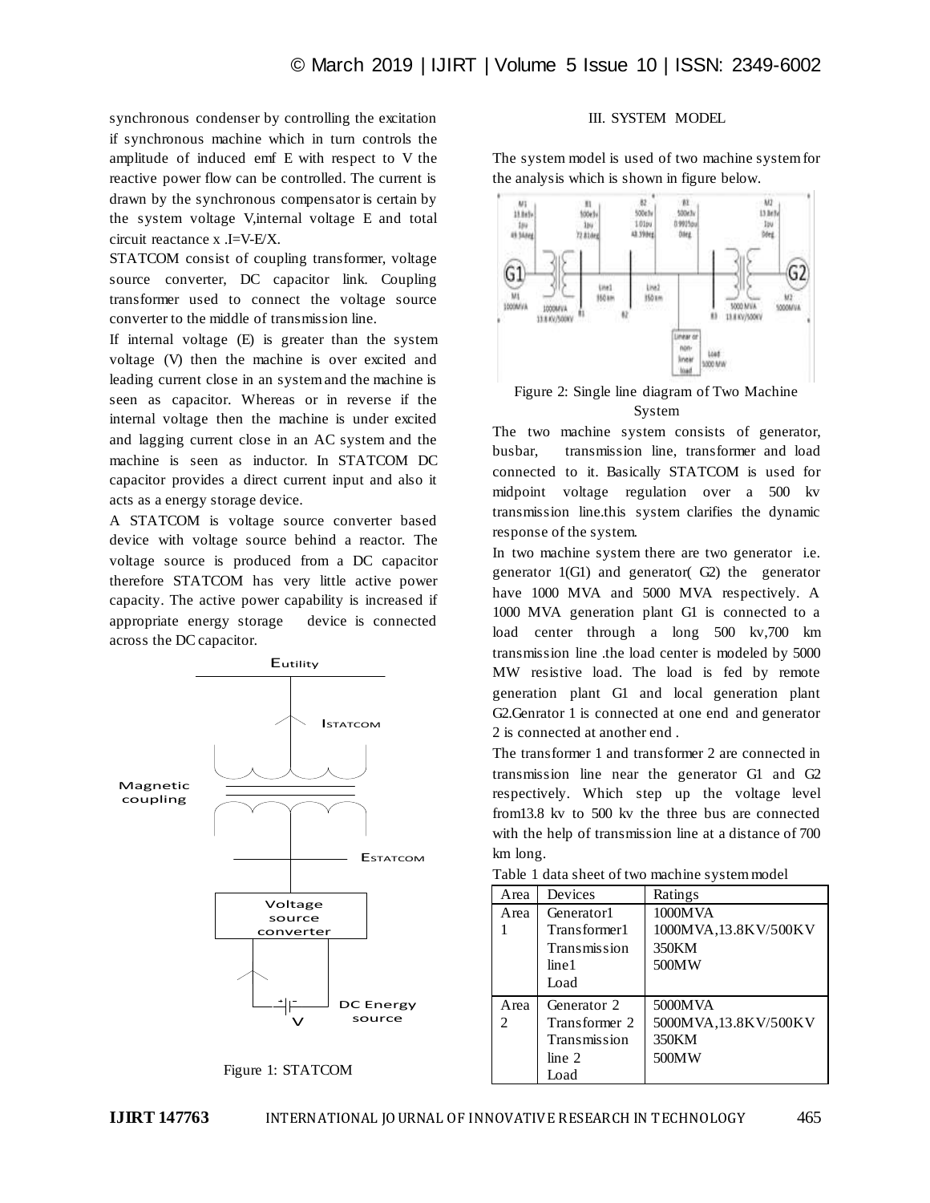synchronous condenser by controlling the excitation if synchronous machine which in turn controls the amplitude of induced emf E with respect to V the reactive power flow can be controlled. The current is drawn by the synchronous compensator is certain by the system voltage V,internal voltage E and total circuit reactance x .I=V-E/X.

STATCOM consist of coupling transformer, voltage source converter, DC capacitor link. Coupling transformer used to connect the voltage source converter to the middle of transmission line.

If internal voltage (E) is greater than the system voltage (V) then the machine is over excited and leading current close in an system and the machine is seen as capacitor. Whereas or in reverse if the internal voltage then the machine is under excited and lagging current close in an AC system and the machine is seen as inductor. In STATCOM DC capacitor provides a direct current input and also it acts as a energy storage device.

A STATCOM is voltage source converter based device with voltage source behind a reactor. The voltage source is produced from a DC capacitor therefore STATCOM has very little active power capacity. The active power capability is increased if appropriate energy storage device is connected across the DC capacitor.

Figure 1: STATCOM

## III. SYSTEM MODEL

The system model is used of two machine system for the analysis which is shown in figure below.

Figure 2: Single line diagram of Two Machine System

The two machine system consists of generator, busbar, transmission line, transformer and load connected to it. Basically STATCOM is used for midpoint voltage regulation over a 500 kv transmission line.this system clarifies the dynamic response of the system.

In two machine system there are two generator i.e. generator 1(G1) and generator( G2) the generator have 1000 MVA and 5000 MVA respectively. A 1000 MVA generation plant G1 is connected to a load center through a long 500 kv,700 km transmission line .the load center is modeled by 5000 MW resistive load. The load is fed by remote generation plant G1 and local generation plant G2.Genrator 1 is connected at one end and generator 2 is connected at another end .

The transformer 1 and transformer 2 are connected in transmission line near the generator G1 and G2 respectively. Which step up the voltage level from13.8 kv to 500 kv the three bus are connected with the help of transmission line at a distance of 700 km long.

Table 1 data sheet of two machine system model

| Area | Devices | Ratings |
|---|---|---|
| Area 1 | Generator1<br>Transformer1<br>Transmission line1<br>Load | 1000MVA<br>1000MVA,13.8KV/500KV<br>350KM<br>500MW |
| Area 2 | Generator 2<br>Transformer 2<br>Transmission line 2<br>Load | 5000MVA<br>5000MVA,13.8KV/500KV<br>350KM<br>500MW |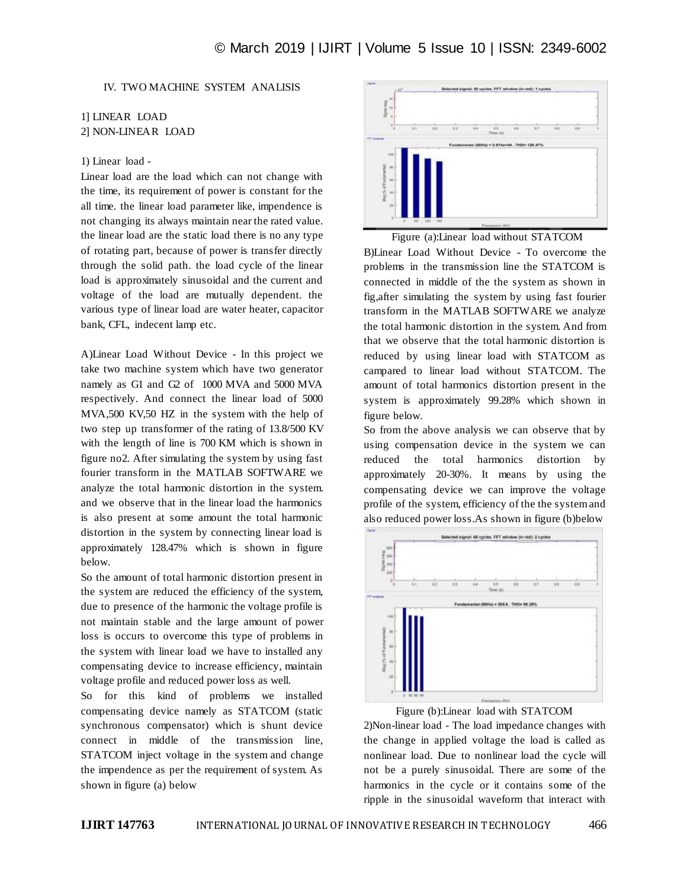## IV. TWO MACHINE SYSTEM ANALISIS

1] LINEAR LOAD
2] NON-LINEAR LOAD

1) Linear load -

Linear load are the load which can not change with the time, its requirement of power is constant for the all time. the linear load parameter like, impendence is not changing its always maintain near the rated value. the linear load are the static load there is no any type of rotating part, because of power is transfer directly through the solid path. the load cycle of the linear load is approximately sinusoidal and the current and voltage of the load are mutually dependent. the various type of linear load are water heater, capacitor bank, CFL, indecent lamp etc.

A)Linear Load Without Device - In this project we take two machine system which have two generator namely as G1 and G2 of 1000 MVA and 5000 MVA respectively. And connect the linear load of 5000 MVA,500 KV,50 HZ in the system with the help of two step up transformer of the rating of 13.8/500 KV with the length of line is 700 KM which is shown in figure no2. After simulating the system by using fast fourier transform in the MATLAB SOFTWARE we analyze the total harmonic distortion in the system. and we observe that in the linear load the harmonics is also present at some amount the total harmonic distortion in the system by connecting linear load is approximately 128.47% which is shown in figure below.

So the amount of total harmonic distortion present in the system are reduced the efficiency of the system, due to presence of the harmonic the voltage profile is not maintain stable and the large amount of power loss is occurs to overcome this type of problems in the system with linear load we have to installed any compensating device to increase efficiency, maintain voltage profile and reduced power loss as well.

So for this kind of problems we installed compensating device namely as STATCOM (static synchronous compensator) which is shunt device connect in middle of the transmission line, STATCOM inject voltage in the system and change the impendence as per the requirement of system. As shown in figure (a) below

Figure (a):Linear load without STATCOM

B)Linear Load Without Device - To overcome the problems in the transmission line the STATCOM is connected in middle of the the system as shown in fig,after simulating the system by using fast fourier transform in the MATLAB SOFTWARE we analyze the total harmonic distortion in the system. And from that we observe that the total harmonic distortion is reduced by using linear load with STATCOM as campared to linear load without STATCOM. The amount of total harmonics distortion present in the system is approximately 99.28% which shown in figure below.

So from the above analysis we can observe that by using compensation device in the system we can reduced the total harmonics distortion by approximately 20-30%. It means by using the compensating device we can improve the voltage profile of the system, efficiency of the the system and also reduced power loss.As shown in figure (b)below

Figure (b):Linear load with STATCOM

2)Non-linear load - The load impedance changes with the change in applied voltage the load is called as nonlinear load. Due to nonlinear load the cycle will not be a purely sinusoidal. There are some of the harmonics in the cycle or it contains some of the ripple in the sinusoidal waveform that interact with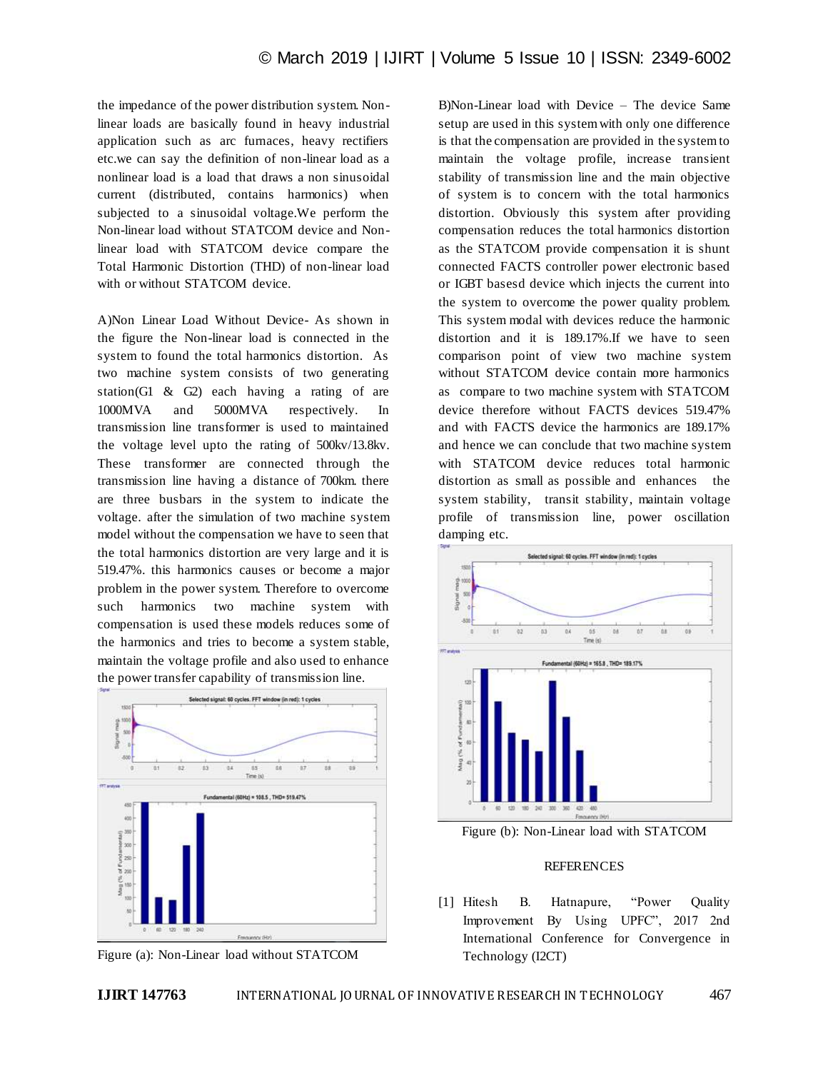the impedance of the power distribution system. Non-linear loads are basically found in heavy industrial application such as arc furnaces, heavy rectifiers etc.we can say the definition of non-linear load as a nonlinear load is a load that draws a non sinusoidal current (distributed, contains harmonics) when subjected to a sinusoidal voltage.We perform the Non-linear load without STATCOM device and Non-linear load with STATCOM device compare the Total Harmonic Distortion (THD) of non-linear load with or without STATCOM device.

A)Non Linear Load Without Device- As shown in the figure the Non-linear load is connected in the system to found the total harmonics distortion. As two machine system consists of two generating station(G1 & G2) each having a rating of are 1000MVA and 5000MVA respectively. In transmission line transformer is used to maintained the voltage level upto the rating of 500kv/13.8kv. These transformer are connected through the transmission line having a distance of 700km. there are three busbars in the system to indicate the voltage. after the simulation of two machine system model without the compensation we have to seen that the total harmonics distortion are very large and it is 519.47%. this harmonics causes or become a major problem in the power system. Therefore to overcome such harmonics two machine system with compensation is used these models reduces some of the harmonics and tries to become a system stable, maintain the voltage profile and also used to enhance the power transfer capability of transmission line.

Figure (a): Non-Linear load without STATCOM

B)Non-Linear load with Device – The device Same setup are used in this system with only one difference is that the compensation are provided in the system to maintain the voltage profile, increase transient stability of transmission line and the main objective of system is to concern with the total harmonics distortion. Obviously this system after providing compensation reduces the total harmonics distortion as the STATCOM provide compensation it is shunt connected FACTS controller power electronic based or IGBT basesd device which injects the current into the system to overcome the power quality problem. This system modal with devices reduce the harmonic distortion and it is 189.17%.If we have to seen comparison point of view two machine system without STATCOM device contain more harmonics as compare to two machine system with STATCOM device therefore without FACTS devices 519.47% and with FACTS device the harmonics are 189.17% and hence we can conclude that two machine system with STATCOM device reduces total harmonic distortion as small as possible and enhances the system stability, transit stability, maintain voltage profile of transmission line, power oscillation damping etc.

Figure (b): Non-Linear load with STATCOM

## REFERENCES

[1] Hitesh B. Hatnapure, "Power Quality Improvement By Using UPFC", 2017 2nd International Conference for Convergence in Technology (I2CT)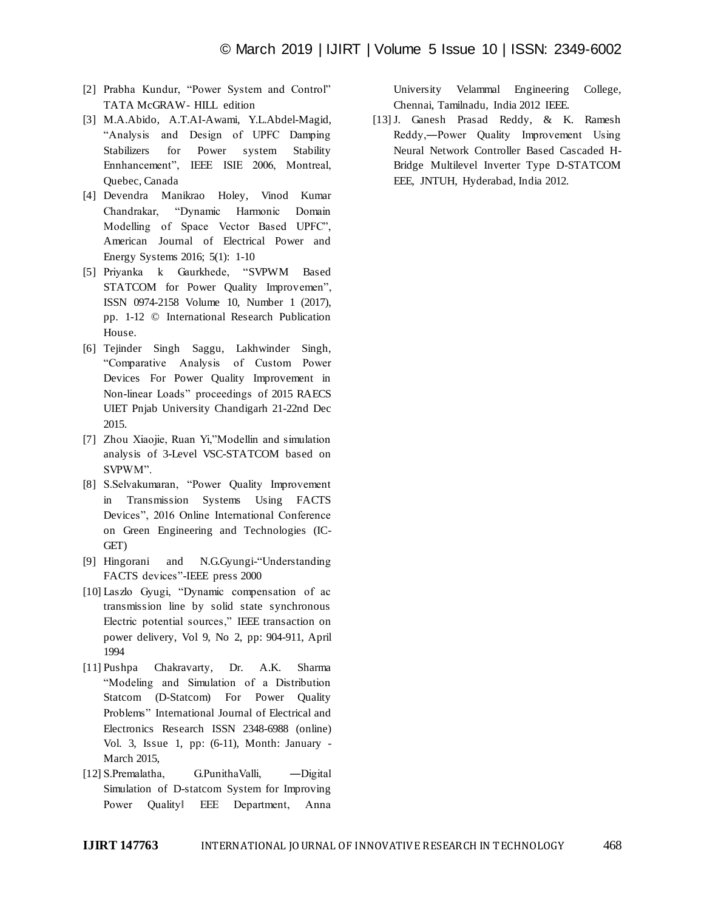[2] Prabha Kundur, “Power System and Control” TATA McGRAW- HILL edition

[3] M.A.Abido, A.T.AI-Awami, Y.L.Abdel-Magid, “Analysis and Design of UPFC Damping Stabilizers for Power system Stability Ennhancement”, IEEE ISIE 2006, Montreal, Quebec, Canada

[4] Devendra Manikrao Holey, Vinod Kumar Chandrakar, “Dynamic Harmonic Domain Modelling of Space Vector Based UPFC”, American Journal of Electrical Power and Energy Systems 2016; 5(1): 1-10

[5] Priyanka k Gaurkhede, “SVPWM Based STATCOM for Power Quality Improvemen”, ISSN 0974-2158 Volume 10, Number 1 (2017), pp. 1-12 © International Research Publication House.

[6] Tejinder Singh Saggu, Lakhwinder Singh, “Comparative Analysis of Custom Power Devices For Power Quality Improvement in Non-linear Loads” proceedings of 2015 RAECS UIET Pnjab University Chandigarh 21-22nd Dec 2015.

[7] Zhou Xiaojie, Ruan Yi,”Modellin and simulation analysis of 3-Level VSC-STATCOM based on SVPWM”.

[8] S.Selvakumaran, “Power Quality Improvement in Transmission Systems Using FACTS Devices”, 2016 Online International Conference on Green Engineering and Technologies (IC-GET)

[9] Hingorani and N.G.Gyungi-“Understanding FACTS devices”-IEEE press 2000

[10] Laszlo Gyugi, “Dynamic compensation of ac transmission line by solid state synchronous Electric potential sources,” IEEE transaction on power delivery, Vol 9, No 2, pp: 904-911, April 1994

[11] Pushpa Chakravarty, Dr. A.K. Sharma “Modeling and Simulation of a Distribution Statcom (D-Statcom) For Power Quality Problems” International Journal of Electrical and Electronics Research ISSN 2348-6988 (online) Vol. 3, Issue 1, pp: (6-11), Month: January - March 2015,

[12] S.Premalatha, G.PunithaValli, ―Digital Simulation of D-statcom System for Improving Power Quality‖ EEE Department, Anna University Velammal Engineering College, Chennai, Tamilnadu, India 2012 IEEE.

[13] J. Ganesh Prasad Reddy, & K. Ramesh Reddy,―Power Quality Improvement Using Neural Network Controller Based Cascaded H-Bridge Multilevel Inverter Type D-STATCOM EEE, JNTUH, Hyderabad, India 2012.